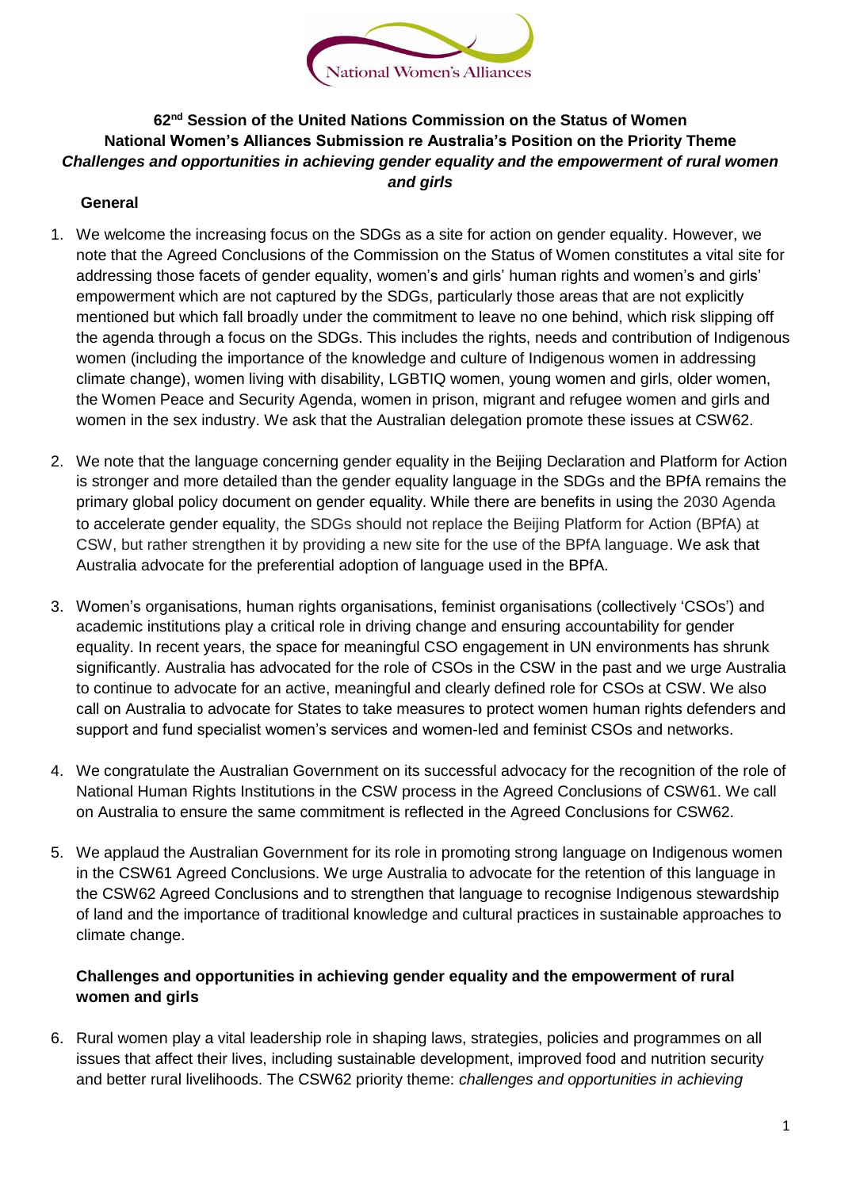National Women's Alliances

# 62nd Session of the United Nations Commission on the Status of Women
# National Women's Alliances Submission re Australia's Position on the Priority Theme
## *Challenges and opportunities in achieving gender equality and the empowerment of rural women and girls*

**General**

1. We welcome the increasing focus on the SDGs as a site for action on gender equality. However, we note that the Agreed Conclusions of the Commission on the Status of Women constitutes a vital site for addressing those facets of gender equality, women's and girls' human rights and women's and girls' empowerment which are not captured by the SDGs, particularly those areas that are not explicitly mentioned but which fall broadly under the commitment to leave no one behind, which risk slipping off the agenda through a focus on the SDGs. This includes the rights, needs and contribution of Indigenous women (including the importance of the knowledge and culture of Indigenous women in addressing climate change), women living with disability, LGBTIQ women, young women and girls, older women, the Women Peace and Security Agenda, women in prison, migrant and refugee women and girls and women in the sex industry. We ask that the Australian delegation promote these issues at CSW62.

2. We note that the language concerning gender equality in the Beijing Declaration and Platform for Action is stronger and more detailed than the gender equality language in the SDGs and the BPfA remains the primary global policy document on gender equality. While there are benefits in using the 2030 Agenda to accelerate gender equality, the SDGs should not replace the Beijing Platform for Action (BPfA) at CSW, but rather strengthen it by providing a new site for the use of the BPfA language. We ask that Australia advocate for the preferential adoption of language used in the BPfA.

3. Women's organisations, human rights organisations, feminist organisations (collectively 'CSOs') and academic institutions play a critical role in driving change and ensuring accountability for gender equality. In recent years, the space for meaningful CSO engagement in UN environments has shrunk significantly. Australia has advocated for the role of CSOs in the CSW in the past and we urge Australia to continue to advocate for an active, meaningful and clearly defined role for CSOs at CSW. We also call on Australia to advocate for States to take measures to protect women human rights defenders and support and fund specialist women's services and women-led and feminist CSOs and networks.

4. We congratulate the Australian Government on its successful advocacy for the recognition of the role of National Human Rights Institutions in the CSW process in the Agreed Conclusions of CSW61. We call on Australia to ensure the same commitment is reflected in the Agreed Conclusions for CSW62.

5. We applaud the Australian Government for its role in promoting strong language on Indigenous women in the CSW61 Agreed Conclusions. We urge Australia to advocate for the retention of this language in the CSW62 Agreed Conclusions and to strengthen that language to recognise Indigenous stewardship of land and the importance of traditional knowledge and cultural practices in sustainable approaches to climate change.

**Challenges and opportunities in achieving gender equality and the empowerment of rural women and girls**

6. Rural women play a vital leadership role in shaping laws, strategies, policies and programmes on all issues that affect their lives, including sustainable development, improved food and nutrition security and better rural livelihoods. The CSW62 priority theme: *challenges and opportunities in achieving*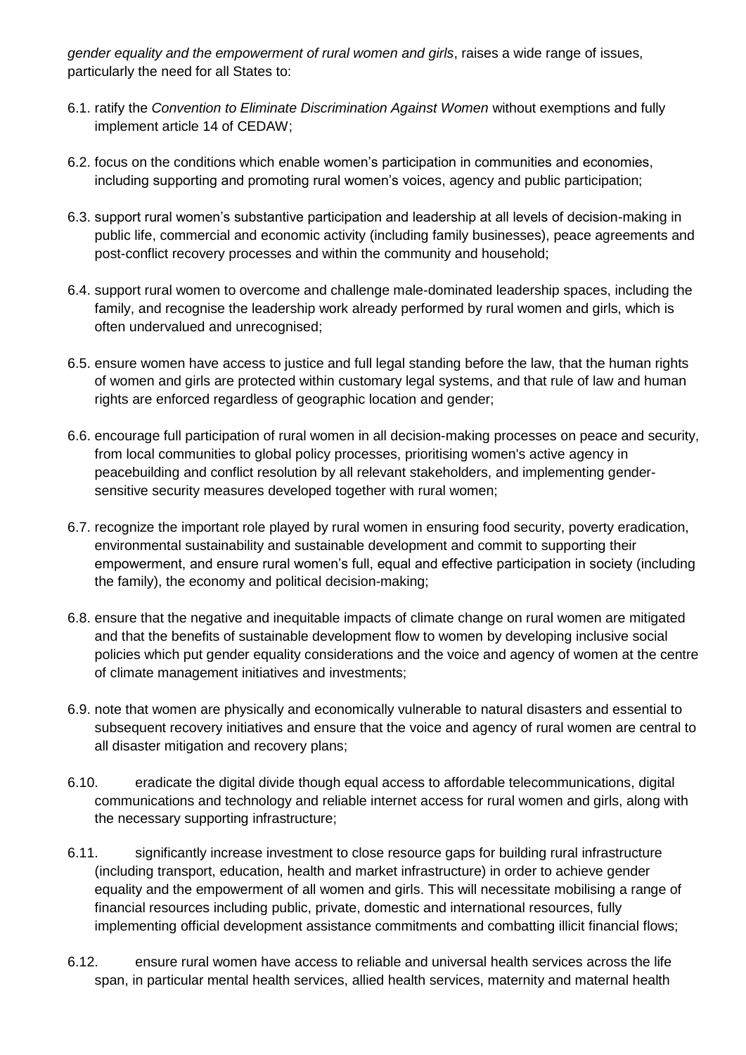*gender equality and the empowerment of rural women and girls*, raises a wide range of issues, particularly the need for all States to:

6.1. ratify the *Convention to Eliminate Discrimination Against Women* without exemptions and fully implement article 14 of CEDAW;

6.2. focus on the conditions which enable women's participation in communities and economies, including supporting and promoting rural women's voices, agency and public participation;

6.3. support rural women's substantive participation and leadership at all levels of decision-making in public life, commercial and economic activity (including family businesses), peace agreements and post-conflict recovery processes and within the community and household;

6.4. support rural women to overcome and challenge male-dominated leadership spaces, including the family, and recognise the leadership work already performed by rural women and girls, which is often undervalued and unrecognised;

6.5. ensure women have access to justice and full legal standing before the law, that the human rights of women and girls are protected within customary legal systems, and that rule of law and human rights are enforced regardless of geographic location and gender;

6.6. encourage full participation of rural women in all decision-making processes on peace and security, from local communities to global policy processes, prioritising women's active agency in peacebuilding and conflict resolution by all relevant stakeholders, and implementing gender-sensitive security measures developed together with rural women;

6.7. recognize the important role played by rural women in ensuring food security, poverty eradication, environmental sustainability and sustainable development and commit to supporting their empowerment, and ensure rural women's full, equal and effective participation in society (including the family), the economy and political decision-making;

6.8. ensure that the negative and inequitable impacts of climate change on rural women are mitigated and that the benefits of sustainable development flow to women by developing inclusive social policies which put gender equality considerations and the voice and agency of women at the centre of climate management initiatives and investments;

6.9. note that women are physically and economically vulnerable to natural disasters and essential to subsequent recovery initiatives and ensure that the voice and agency of rural women are central to all disaster mitigation and recovery plans;

6.10. eradicate the digital divide though equal access to affordable telecommunications, digital communications and technology and reliable internet access for rural women and girls, along with the necessary supporting infrastructure;

6.11. significantly increase investment to close resource gaps for building rural infrastructure (including transport, education, health and market infrastructure) in order to achieve gender equality and the empowerment of all women and girls. This will necessitate mobilising a range of financial resources including public, private, domestic and international resources, fully implementing official development assistance commitments and combatting illicit financial flows;

6.12. ensure rural women have access to reliable and universal health services across the life span, in particular mental health services, allied health services, maternity and maternal health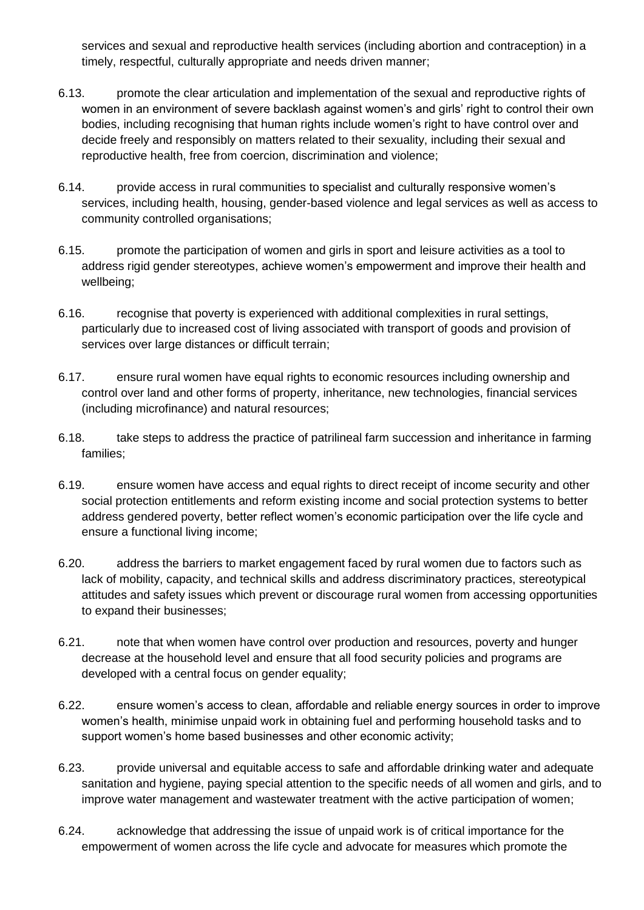services and sexual and reproductive health services (including abortion and contraception) in a timely, respectful, culturally appropriate and needs driven manner;

6.13. promote the clear articulation and implementation of the sexual and reproductive rights of women in an environment of severe backlash against women's and girls' right to control their own bodies, including recognising that human rights include women's right to have control over and decide freely and responsibly on matters related to their sexuality, including their sexual and reproductive health, free from coercion, discrimination and violence;

6.14. provide access in rural communities to specialist and culturally responsive women's services, including health, housing, gender-based violence and legal services as well as access to community controlled organisations;

6.15. promote the participation of women and girls in sport and leisure activities as a tool to address rigid gender stereotypes, achieve women's empowerment and improve their health and wellbeing;

6.16. recognise that poverty is experienced with additional complexities in rural settings, particularly due to increased cost of living associated with transport of goods and provision of services over large distances or difficult terrain;

6.17. ensure rural women have equal rights to economic resources including ownership and control over land and other forms of property, inheritance, new technologies, financial services (including microfinance) and natural resources;

6.18. take steps to address the practice of patrilineal farm succession and inheritance in farming families;

6.19. ensure women have access and equal rights to direct receipt of income security and other social protection entitlements and reform existing income and social protection systems to better address gendered poverty, better reflect women's economic participation over the life cycle and ensure a functional living income;

6.20. address the barriers to market engagement faced by rural women due to factors such as lack of mobility, capacity, and technical skills and address discriminatory practices, stereotypical attitudes and safety issues which prevent or discourage rural women from accessing opportunities to expand their businesses;

6.21. note that when women have control over production and resources, poverty and hunger decrease at the household level and ensure that all food security policies and programs are developed with a central focus on gender equality;

6.22. ensure women's access to clean, affordable and reliable energy sources in order to improve women's health, minimise unpaid work in obtaining fuel and performing household tasks and to support women's home based businesses and other economic activity;

6.23. provide universal and equitable access to safe and affordable drinking water and adequate sanitation and hygiene, paying special attention to the specific needs of all women and girls, and to improve water management and wastewater treatment with the active participation of women;

6.24. acknowledge that addressing the issue of unpaid work is of critical importance for the empowerment of women across the life cycle and advocate for measures which promote the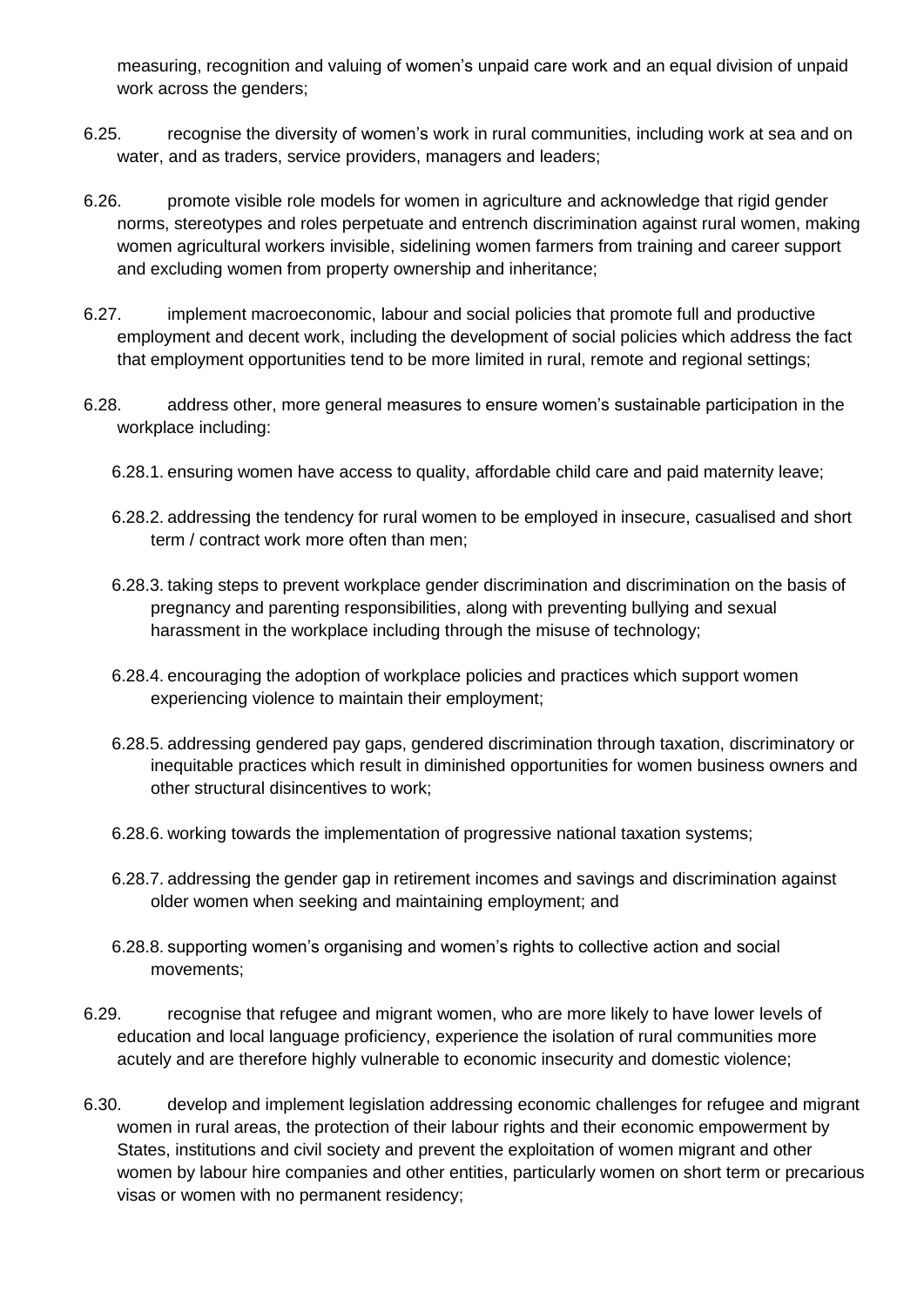measuring, recognition and valuing of women's unpaid care work and an equal division of unpaid work across the genders;

6.25. recognise the diversity of women's work in rural communities, including work at sea and on water, and as traders, service providers, managers and leaders;

6.26. promote visible role models for women in agriculture and acknowledge that rigid gender norms, stereotypes and roles perpetuate and entrench discrimination against rural women, making women agricultural workers invisible, sidelining women farmers from training and career support and excluding women from property ownership and inheritance;

6.27. implement macroeconomic, labour and social policies that promote full and productive employment and decent work, including the development of social policies which address the fact that employment opportunities tend to be more limited in rural, remote and regional settings;

6.28. address other, more general measures to ensure women's sustainable participation in the workplace including:

6.28.1. ensuring women have access to quality, affordable child care and paid maternity leave;

6.28.2. addressing the tendency for rural women to be employed in insecure, casualised and short term / contract work more often than men;

6.28.3. taking steps to prevent workplace gender discrimination and discrimination on the basis of pregnancy and parenting responsibilities, along with preventing bullying and sexual harassment in the workplace including through the misuse of technology;

6.28.4. encouraging the adoption of workplace policies and practices which support women experiencing violence to maintain their employment;

6.28.5. addressing gendered pay gaps, gendered discrimination through taxation, discriminatory or inequitable practices which result in diminished opportunities for women business owners and other structural disincentives to work;

6.28.6. working towards the implementation of progressive national taxation systems;

6.28.7. addressing the gender gap in retirement incomes and savings and discrimination against older women when seeking and maintaining employment; and

6.28.8. supporting women's organising and women's rights to collective action and social movements;

6.29. recognise that refugee and migrant women, who are more likely to have lower levels of education and local language proficiency, experience the isolation of rural communities more acutely and are therefore highly vulnerable to economic insecurity and domestic violence;

6.30. develop and implement legislation addressing economic challenges for refugee and migrant women in rural areas, the protection of their labour rights and their economic empowerment by States, institutions and civil society and prevent the exploitation of women migrant and other women by labour hire companies and other entities, particularly women on short term or precarious visas or women with no permanent residency;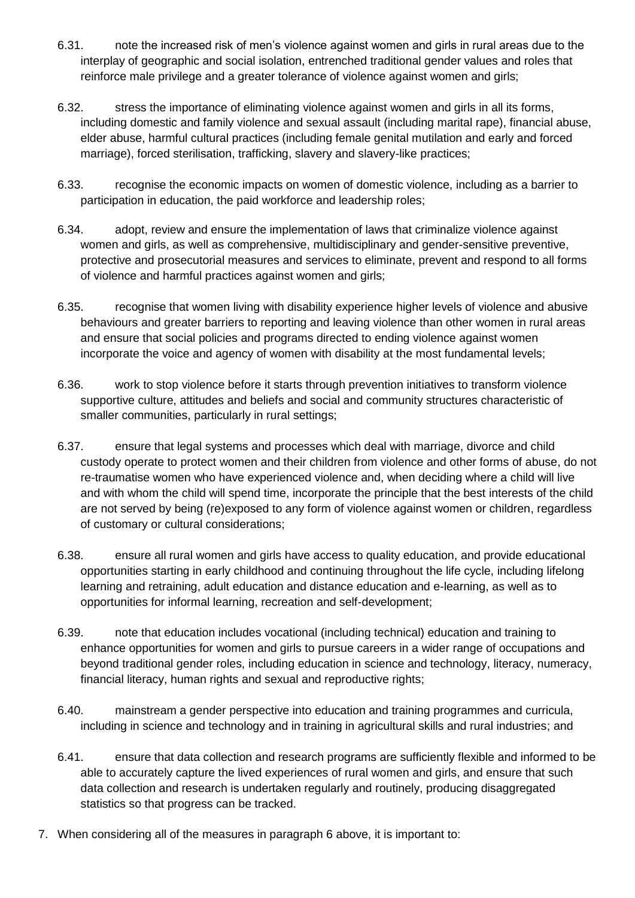6.31. note the increased risk of men's violence against women and girls in rural areas due to the interplay of geographic and social isolation, entrenched traditional gender values and roles that reinforce male privilege and a greater tolerance of violence against women and girls;

6.32. stress the importance of eliminating violence against women and girls in all its forms, including domestic and family violence and sexual assault (including marital rape), financial abuse, elder abuse, harmful cultural practices (including female genital mutilation and early and forced marriage), forced sterilisation, trafficking, slavery and slavery-like practices;

6.33. recognise the economic impacts on women of domestic violence, including as a barrier to participation in education, the paid workforce and leadership roles;

6.34. adopt, review and ensure the implementation of laws that criminalize violence against women and girls, as well as comprehensive, multidisciplinary and gender-sensitive preventive, protective and prosecutorial measures and services to eliminate, prevent and respond to all forms of violence and harmful practices against women and girls;

6.35. recognise that women living with disability experience higher levels of violence and abusive behaviours and greater barriers to reporting and leaving violence than other women in rural areas and ensure that social policies and programs directed to ending violence against women incorporate the voice and agency of women with disability at the most fundamental levels;

6.36. work to stop violence before it starts through prevention initiatives to transform violence supportive culture, attitudes and beliefs and social and community structures characteristic of smaller communities, particularly in rural settings;

6.37. ensure that legal systems and processes which deal with marriage, divorce and child custody operate to protect women and their children from violence and other forms of abuse, do not re-traumatise women who have experienced violence and, when deciding where a child will live and with whom the child will spend time, incorporate the principle that the best interests of the child are not served by being (re)exposed to any form of violence against women or children, regardless of customary or cultural considerations;

6.38. ensure all rural women and girls have access to quality education, and provide educational opportunities starting in early childhood and continuing throughout the life cycle, including lifelong learning and retraining, adult education and distance education and e-learning, as well as to opportunities for informal learning, recreation and self-development;

6.39. note that education includes vocational (including technical) education and training to enhance opportunities for women and girls to pursue careers in a wider range of occupations and beyond traditional gender roles, including education in science and technology, literacy, numeracy, financial literacy, human rights and sexual and reproductive rights;

6.40. mainstream a gender perspective into education and training programmes and curricula, including in science and technology and in training in agricultural skills and rural industries; and

6.41. ensure that data collection and research programs are sufficiently flexible and informed to be able to accurately capture the lived experiences of rural women and girls, and ensure that such data collection and research is undertaken regularly and routinely, producing disaggregated statistics so that progress can be tracked.

7. When considering all of the measures in paragraph 6 above, it is important to: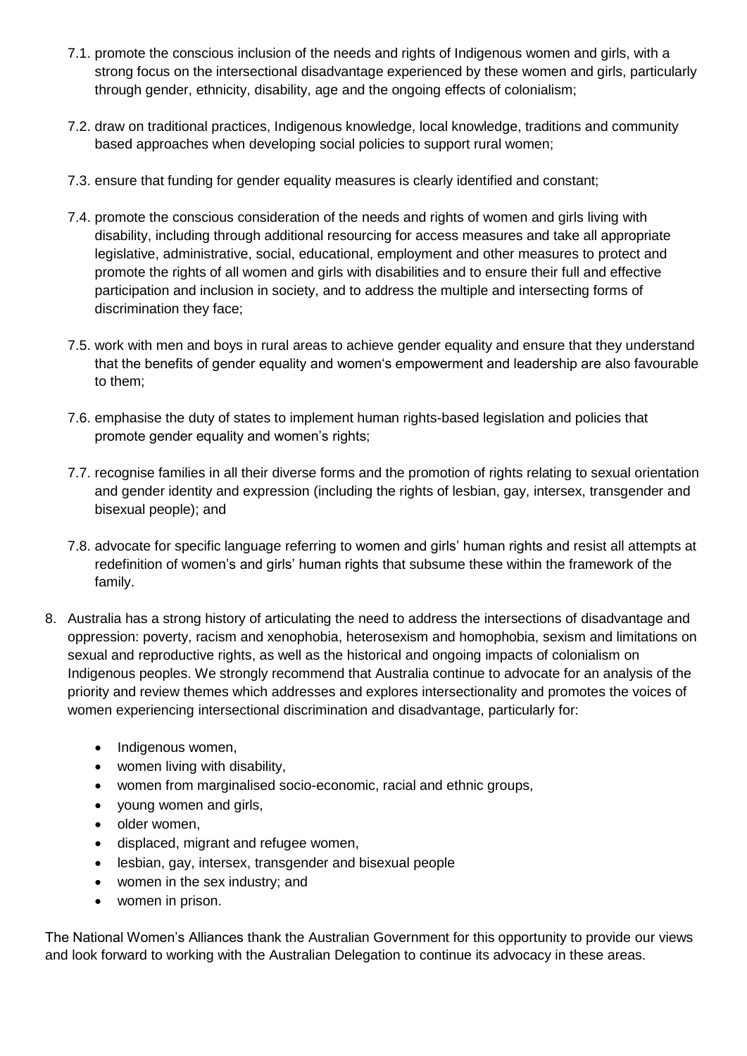7.1. promote the conscious inclusion of the needs and rights of Indigenous women and girls, with a strong focus on the intersectional disadvantage experienced by these women and girls, particularly through gender, ethnicity, disability, age and the ongoing effects of colonialism;

7.2. draw on traditional practices, Indigenous knowledge, local knowledge, traditions and community based approaches when developing social policies to support rural women;

7.3. ensure that funding for gender equality measures is clearly identified and constant;

7.4. promote the conscious consideration of the needs and rights of women and girls living with disability, including through additional resourcing for access measures and take all appropriate legislative, administrative, social, educational, employment and other measures to protect and promote the rights of all women and girls with disabilities and to ensure their full and effective participation and inclusion in society, and to address the multiple and intersecting forms of discrimination they face;

7.5. work with men and boys in rural areas to achieve gender equality and ensure that they understand that the benefits of gender equality and women's empowerment and leadership are also favourable to them;

7.6. emphasise the duty of states to implement human rights-based legislation and policies that promote gender equality and women's rights;

7.7. recognise families in all their diverse forms and the promotion of rights relating to sexual orientation and gender identity and expression (including the rights of lesbian, gay, intersex, transgender and bisexual people); and

7.8. advocate for specific language referring to women and girls' human rights and resist all attempts at redefinition of women's and girls' human rights that subsume these within the framework of the family.

8. Australia has a strong history of articulating the need to address the intersections of disadvantage and oppression: poverty, racism and xenophobia, heterosexism and homophobia, sexism and limitations on sexual and reproductive rights, as well as the historical and ongoing impacts of colonialism on Indigenous peoples. We strongly recommend that Australia continue to advocate for an analysis of the priority and review themes which addresses and explores intersectionality and promotes the voices of women experiencing intersectional discrimination and disadvantage, particularly for:

   - Indigenous women,
   - women living with disability,
   - women from marginalised socio-economic, racial and ethnic groups,
   - young women and girls,
   - older women,
   - displaced, migrant and refugee women,
   - lesbian, gay, intersex, transgender and bisexual people
   - women in the sex industry; and
   - women in prison.

The National Women's Alliances thank the Australian Government for this opportunity to provide our views and look forward to working with the Australian Delegation to continue its advocacy in these areas.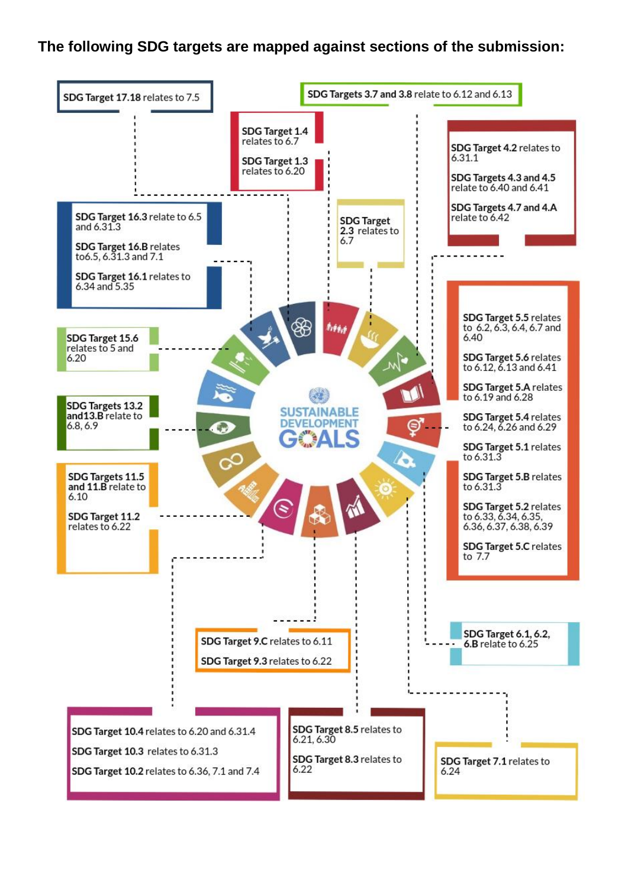**The following SDG targets are mapped against sections of the submission:**

**SDG Target 17.18** relates to 7.5

**SDG Targets 3.7 and 3.8** relate to 6.12 and 6.13

**SDG Target 1.4** relates to 6.7

**SDG Target 1.3** relates to 6.20

**SDG Target 4.2** relates to 6.31.1

**SDG Targets 4.3 and 4.5** relate to 6.40 and 6.41

**SDG Targets 4.7 and 4.A** relate to 6.42

**SDG Target 16.3** relate to 6.5 and 6.31.3

**SDG Target 16.B** relates to6.5, 6.31.3 and 7.1

**SDG Target 16.1** relates to 6.34 and 5.35

**SDG Target 2.3** relates to 6.7

**SDG Target 15.6** relates to 5 and 6.20

**SDG Targets 13.2 and13.B** relate to 6.8, 6.9

**SDG Targets 11.5 and 11.B** relate to 6.10

**SDG Target 11.2** relates to 6.22

SUSTAINABLE DEVELOPMENT GOALS

**SDG Target 5.5** relates to 6.2, 6.3, 6.4, 6.7 and 6.40

**SDG Target 5.6** relates to 6.12, 6.13 and 6.41

**SDG Target 5.A** relates to 6.19 and 6.28

**SDG Target 5.4** relates to 6.24, 6.26 and 6.29

**SDG Target 5.1** relates to 6.31.3

**SDG Target 5.B** relates to 6.31.3

**SDG Target 5.2** relates to 6.33, 6.34, 6.35, 6.36, 6.37, 6.38, 6.39

**SDG Target 5.C** relates to 7.7

**SDG Target 9.C** relates to 6.11

**SDG Target 9.3** relates to 6.22

**SDG Target 6.1, 6.2, 6.B** relate to 6.25

**SDG Target 10.4** relates to 6.20 and 6.31.4

**SDG Target 10.3** relates to 6.31.3

**SDG Target 10.2** relates to 6.36, 7.1 and 7.4

**SDG Target 8.5** relates to 6.21, 6.30

**SDG Target 8.3** relates to 6.22

**SDG Target 7.1** relates to 6.24